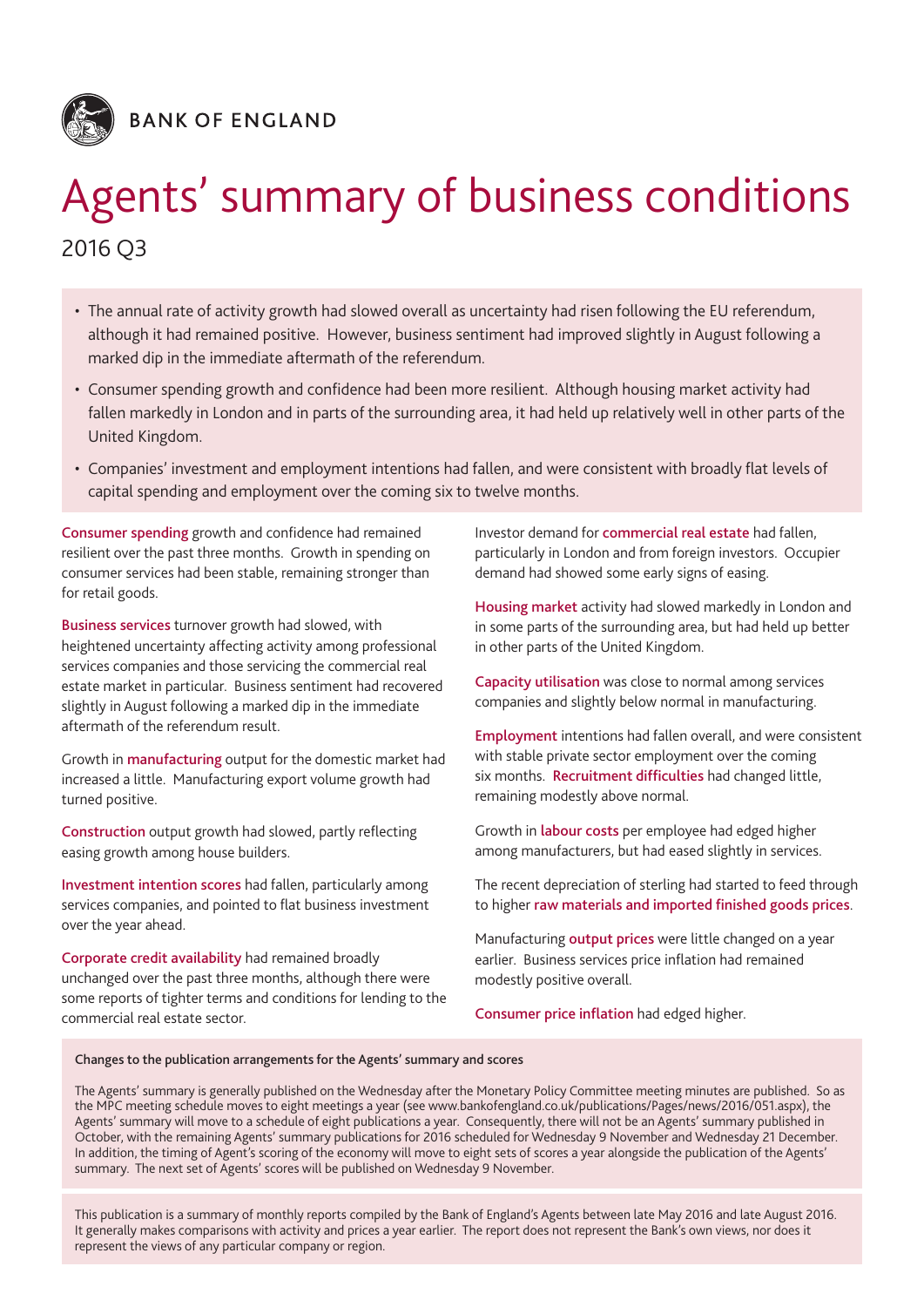BANK OF ENGLAND

# Agents' summary of business conditions

2016 Q3

- The annual rate of activity growth had slowed overall as uncertainty had risen following the EU referendum, although it had remained positive. However, business sentiment had improved slightly in August following a marked dip in the immediate aftermath of the referendum.
- Consumer spending growth and confidence had been more resilient. Although housing market activity had fallen markedly in London and in parts of the surrounding area, it had held up relatively well in other parts of the United Kingdom.
- Companies' investment and employment intentions had fallen, and were consistent with broadly flat levels of capital spending and employment over the coming six to twelve months.

**Consumer spending** growth and confidence had remained resilient over the past three months. Growth in spending on consumer services had been stable, remaining stronger than for retail goods.

**Business services** turnover growth had slowed, with heightened uncertainty affecting activity among professional services companies and those servicing the commercial real estate market in particular. Business sentiment had recovered slightly in August following a marked dip in the immediate aftermath of the referendum result.

Growth in **manufacturing** output for the domestic market had increased a little. Manufacturing export volume growth had turned positive.

**Construction** output growth had slowed, partly reflecting easing growth among house builders.

**Investment intention scores** had fallen, particularly among services companies, and pointed to flat business investment over the year ahead.

**Corporate credit availability** had remained broadly unchanged over the past three months, although there were some reports of tighter terms and conditions for lending to the commercial real estate sector.

Investor demand for **commercial real estate** had fallen, particularly in London and from foreign investors. Occupier demand had showed some early signs of easing.

**Housing market** activity had slowed markedly in London and in some parts of the surrounding area, but had held up better in other parts of the United Kingdom.

**Capacity utilisation** was close to normal among services companies and slightly below normal in manufacturing.

**Employment** intentions had fallen overall, and were consistent with stable private sector employment over the coming six months. **Recruitment difficulties** had changed little, remaining modestly above normal.

Growth in **labour costs** per employee had edged higher among manufacturers, but had eased slightly in services.

The recent depreciation of sterling had started to feed through to higher **raw materials and imported finished goods prices**.

Manufacturing **output prices** were little changed on a year earlier. Business services price inflation had remained modestly positive overall.

**Consumer price inflation** had edged higher.

**Changes to the publication arrangements for the Agents' summary and scores**

The Agents' summary is generally published on the Wednesday after the Monetary Policy Committee meeting minutes are published. So as the MPC meeting schedule moves to eight meetings a year (see www.bankofengland.co.uk/publications/Pages/news/2016/051.aspx), the Agents' summary will move to a schedule of eight publications a year. Consequently, there will not be an Agents' summary published in October, with the remaining Agents' summary publications for 2016 scheduled for Wednesday 9 November and Wednesday 21 December. In addition, the timing of Agent's scoring of the economy will move to eight sets of scores a year alongside the publication of the Agents' summary. The next set of Agents' scores will be published on Wednesday 9 November.

This publication is a summary of monthly reports compiled by the Bank of England's Agents between late May 2016 and late August 2016. It generally makes comparisons with activity and prices a year earlier. The report does not represent the Bank's own views, nor does it represent the views of any particular company or region.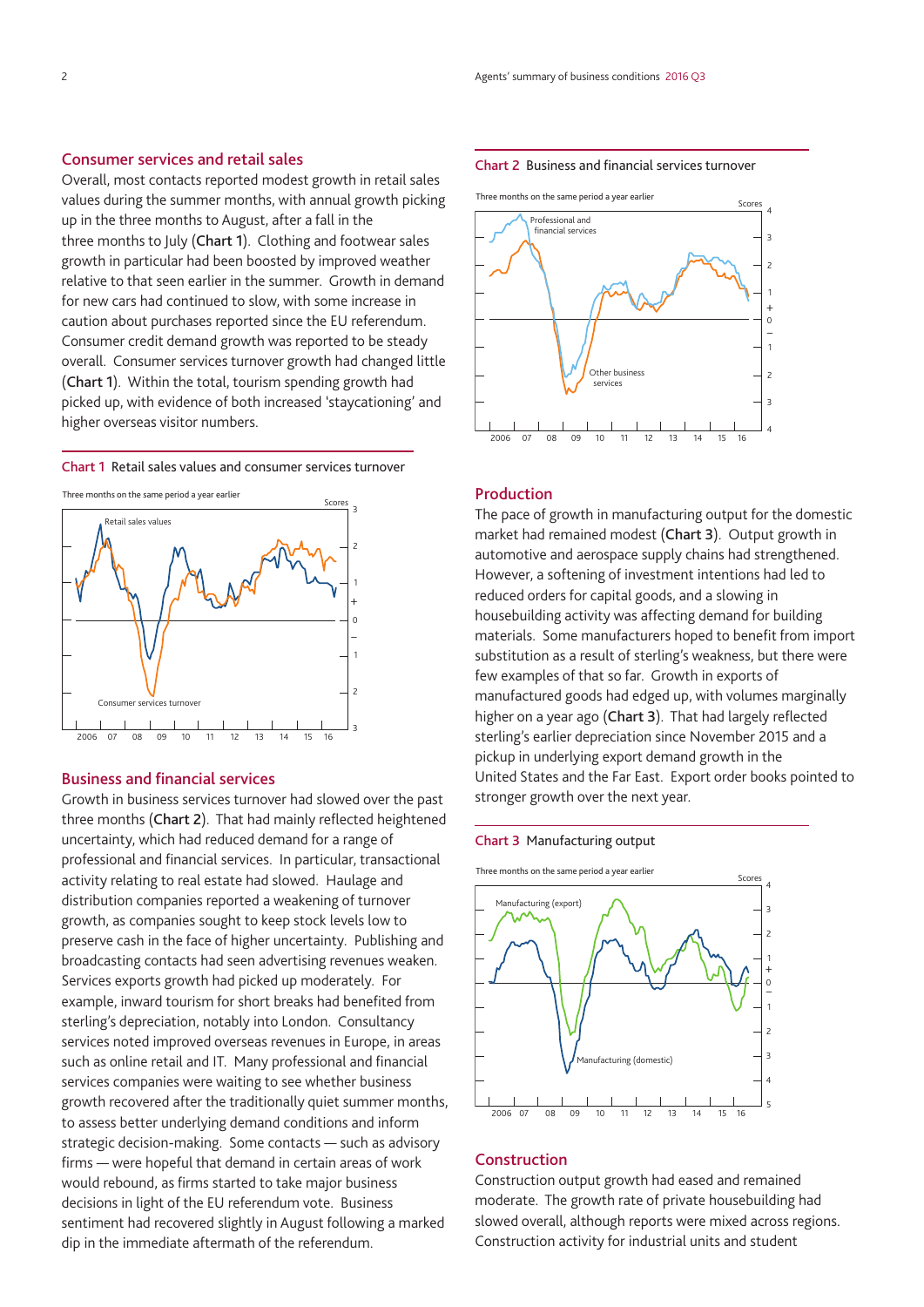## Consumer services and retail sales

Overall, most contacts reported modest growth in retail sales values during the summer months, with annual growth picking up in the three months to August, after a fall in the three months to July (**Chart 1**). Clothing and footwear sales growth in particular had been boosted by improved weather relative to that seen earlier in the summer. Growth in demand for new cars had continued to slow, with some increase in caution about purchases reported since the EU referendum. Consumer credit demand growth was reported to be steady overall. Consumer services turnover growth had changed little (**Chart 1**). Within the total, tourism spending growth had picked up, with evidence of both increased 'staycationing' and higher overseas visitor numbers.

**Chart 1** Retail sales values and consumer services turnover

Three months on the same period a year earlier

## Business and financial services

Growth in business services turnover had slowed over the past three months (**Chart 2**). That had mainly reflected heightened uncertainty, which had reduced demand for a range of professional and financial services. In particular, transactional activity relating to real estate had slowed. Haulage and distribution companies reported a weakening of turnover growth, as companies sought to keep stock levels low to preserve cash in the face of higher uncertainty. Publishing and broadcasting contacts had seen advertising revenues weaken. Services exports growth had picked up moderately. For example, inward tourism for short breaks had benefited from sterling's depreciation, notably into London. Consultancy services noted improved overseas revenues in Europe, in areas such as online retail and IT. Many professional and financial services companies were waiting to see whether business growth recovered after the traditionally quiet summer months, to assess better underlying demand conditions and inform strategic decision-making. Some contacts — such as advisory firms — were hopeful that demand in certain areas of work would rebound, as firms started to take major business decisions in light of the EU referendum vote. Business sentiment had recovered slightly in August following a marked dip in the immediate aftermath of the referendum.

**Chart 2** Business and financial services turnover

Three months on the same period a year earlier

## Production

The pace of growth in manufacturing output for the domestic market had remained modest (**Chart 3**). Output growth in automotive and aerospace supply chains had strengthened. However, a softening of investment intentions had led to reduced orders for capital goods, and a slowing in housebuilding activity was affecting demand for building materials. Some manufacturers hoped to benefit from import substitution as a result of sterling's weakness, but there were few examples of that so far. Growth in exports of manufactured goods had edged up, with volumes marginally higher on a year ago (**Chart 3**). That had largely reflected sterling's earlier depreciation since November 2015 and a pickup in underlying export demand growth in the United States and the Far East. Export order books pointed to stronger growth over the next year.

**Chart 3** Manufacturing output

Three months on the same period a year earlier

## Construction

Construction output growth had eased and remained moderate. The growth rate of private housebuilding had slowed overall, although reports were mixed across regions. Construction activity for industrial units and student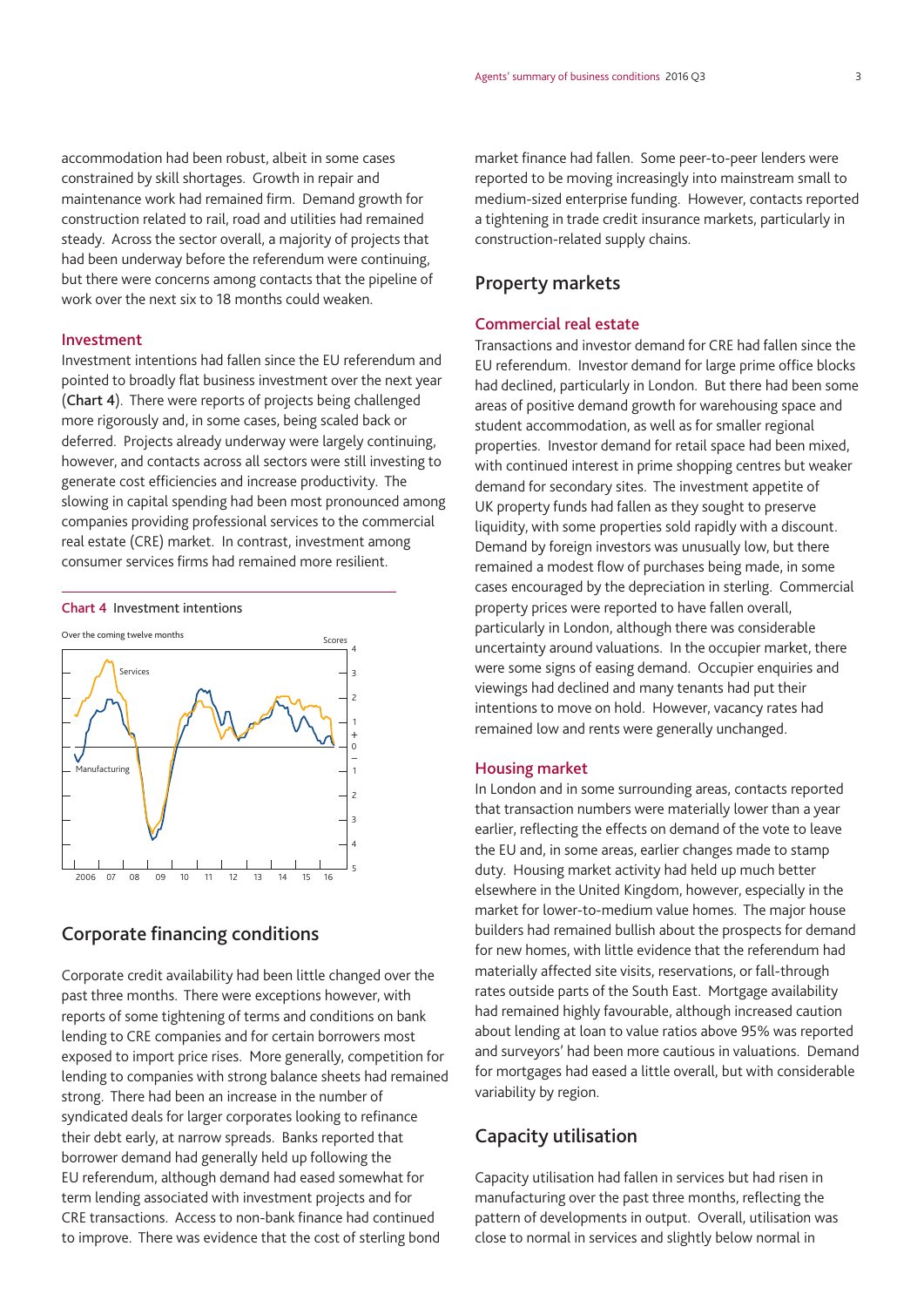accommodation had been robust, albeit in some cases constrained by skill shortages. Growth in repair and maintenance work had remained firm. Demand growth for construction related to rail, road and utilities had remained steady. Across the sector overall, a majority of projects that had been underway before the referendum were continuing, but there were concerns among contacts that the pipeline of work over the next six to 18 months could weaken.

### Investment

Investment intentions had fallen since the EU referendum and pointed to broadly flat business investment over the next year (**Chart 4**). There were reports of projects being challenged more rigorously and, in some cases, being scaled back or deferred. Projects already underway were largely continuing, however, and contacts across all sectors were still investing to generate cost efficiencies and increase productivity. The slowing in capital spending had been most pronounced among companies providing professional services to the commercial real estate (CRE) market. In contrast, investment among consumer services firms had remained more resilient.

**Chart 4** Investment intentions

Over the coming twelve months

## Corporate financing conditions

Corporate credit availability had been little changed over the past three months. There were exceptions however, with reports of some tightening of terms and conditions on bank lending to CRE companies and for certain borrowers most exposed to import price rises. More generally, competition for lending to companies with strong balance sheets had remained strong. There had been an increase in the number of syndicated deals for larger corporates looking to refinance their debt early, at narrow spreads. Banks reported that borrower demand had generally held up following the EU referendum, although demand had eased somewhat for term lending associated with investment projects and for CRE transactions. Access to non-bank finance had continued to improve. There was evidence that the cost of sterling bond market finance had fallen. Some peer-to-peer lenders were reported to be moving increasingly into mainstream small to medium-sized enterprise funding. However, contacts reported a tightening in trade credit insurance markets, particularly in construction-related supply chains.

## Property markets

### Commercial real estate

Transactions and investor demand for CRE had fallen since the EU referendum. Investor demand for large prime office blocks had declined, particularly in London. But there had been some areas of positive demand growth for warehousing space and student accommodation, as well as for smaller regional properties. Investor demand for retail space had been mixed, with continued interest in prime shopping centres but weaker demand for secondary sites. The investment appetite of UK property funds had fallen as they sought to preserve liquidity, with some properties sold rapidly with a discount. Demand by foreign investors was unusually low, but there remained a modest flow of purchases being made, in some cases encouraged by the depreciation in sterling. Commercial property prices were reported to have fallen overall, particularly in London, although there was considerable uncertainty around valuations. In the occupier market, there were some signs of easing demand. Occupier enquiries and viewings had declined and many tenants had put their intentions to move on hold. However, vacancy rates had remained low and rents were generally unchanged.

### Housing market

In London and in some surrounding areas, contacts reported that transaction numbers were materially lower than a year earlier, reflecting the effects on demand of the vote to leave the EU and, in some areas, earlier changes made to stamp duty. Housing market activity had held up much better elsewhere in the United Kingdom, however, especially in the market for lower-to-medium value homes. The major house builders had remained bullish about the prospects for demand for new homes, with little evidence that the referendum had materially affected site visits, reservations, or fall-through rates outside parts of the South East. Mortgage availability had remained highly favourable, although increased caution about lending at loan to value ratios above 95% was reported and surveyors' had been more cautious in valuations. Demand for mortgages had eased a little overall, but with considerable variability by region.

## Capacity utilisation

Capacity utilisation had fallen in services but had risen in manufacturing over the past three months, reflecting the pattern of developments in output. Overall, utilisation was close to normal in services and slightly below normal in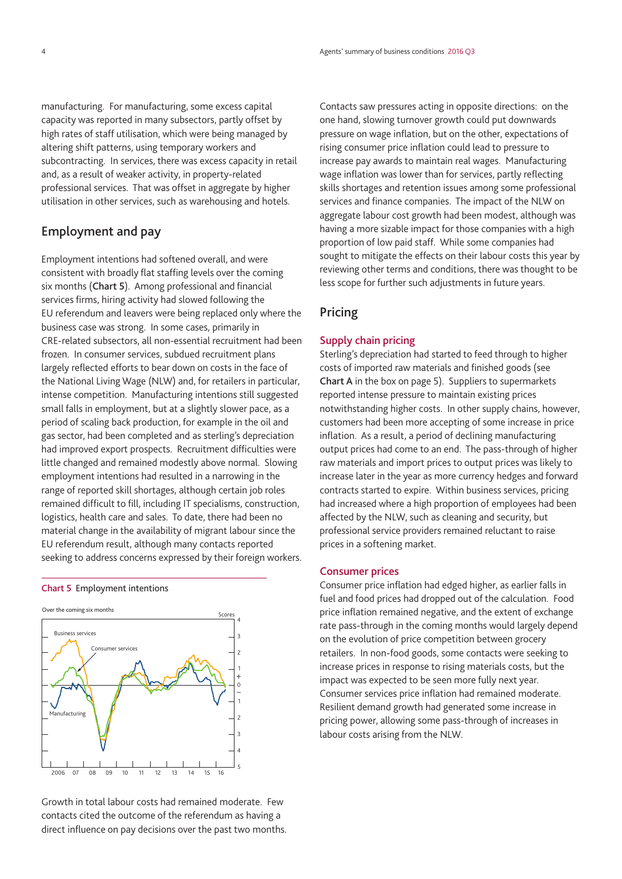manufacturing. For manufacturing, some excess capital capacity was reported in many subsectors, partly offset by high rates of staff utilisation, which were being managed by altering shift patterns, using temporary workers and subcontracting. In services, there was excess capacity in retail and, as a result of weaker activity, in property-related professional services. That was offset in aggregate by higher utilisation in other services, such as warehousing and hotels.

## Employment and pay

Employment intentions had softened overall, and were consistent with broadly flat staffing levels over the coming six months (**Chart 5**). Among professional and financial services firms, hiring activity had slowed following the EU referendum and leavers were being replaced only where the business case was strong. In some cases, primarily in CRE-related subsectors, all non-essential recruitment had been frozen. In consumer services, subdued recruitment plans largely reflected efforts to bear down on costs in the face of the National Living Wage (NLW) and, for retailers in particular, intense competition. Manufacturing intentions still suggested small falls in employment, but at a slightly slower pace, as a period of scaling back production, for example in the oil and gas sector, had been completed and as sterling's depreciation had improved export prospects. Recruitment difficulties were little changed and remained modestly above normal. Slowing employment intentions had resulted in a narrowing in the range of reported skill shortages, although certain job roles remained difficult to fill, including IT specialisms, construction, logistics, health care and sales. To date, there had been no material change in the availability of migrant labour since the EU referendum result, although many contacts reported seeking to address concerns expressed by their foreign workers.

**Chart 5** Employment intentions

Growth in total labour costs had remained moderate. Few contacts cited the outcome of the referendum as having a direct influence on pay decisions over the past two months. Contacts saw pressures acting in opposite directions: on the one hand, slowing turnover growth could put downwards pressure on wage inflation, but on the other, expectations of rising consumer price inflation could lead to pressure to increase pay awards to maintain real wages. Manufacturing wage inflation was lower than for services, partly reflecting skills shortages and retention issues among some professional services and finance companies. The impact of the NLW on aggregate labour cost growth had been modest, although was having a more sizable impact for those companies with a high proportion of low paid staff. While some companies had sought to mitigate the effects on their labour costs this year by reviewing other terms and conditions, there was thought to be less scope for further such adjustments in future years.

## Pricing

### Supply chain pricing

Sterling's depreciation had started to feed through to higher costs of imported raw materials and finished goods (see **Chart A** in the box on page 5). Suppliers to supermarkets reported intense pressure to maintain existing prices notwithstanding higher costs. In other supply chains, however, customers had been more accepting of some increase in price inflation. As a result, a period of declining manufacturing output prices had come to an end. The pass-through of higher raw materials and import prices to output prices was likely to increase later in the year as more currency hedges and forward contracts started to expire. Within business services, pricing had increased where a high proportion of employees had been affected by the NLW, such as cleaning and security, but professional service providers remained reluctant to raise prices in a softening market.

### Consumer prices

Consumer price inflation had edged higher, as earlier falls in fuel and food prices had dropped out of the calculation. Food price inflation remained negative, and the extent of exchange rate pass-through in the coming months would largely depend on the evolution of price competition between grocery retailers. In non-food goods, some contacts were seeking to increase prices in response to rising materials costs, but the impact was expected to be seen more fully next year. Consumer services price inflation had remained moderate. Resilient demand growth had generated some increase in pricing power, allowing some pass-through of increases in labour costs arising from the NLW.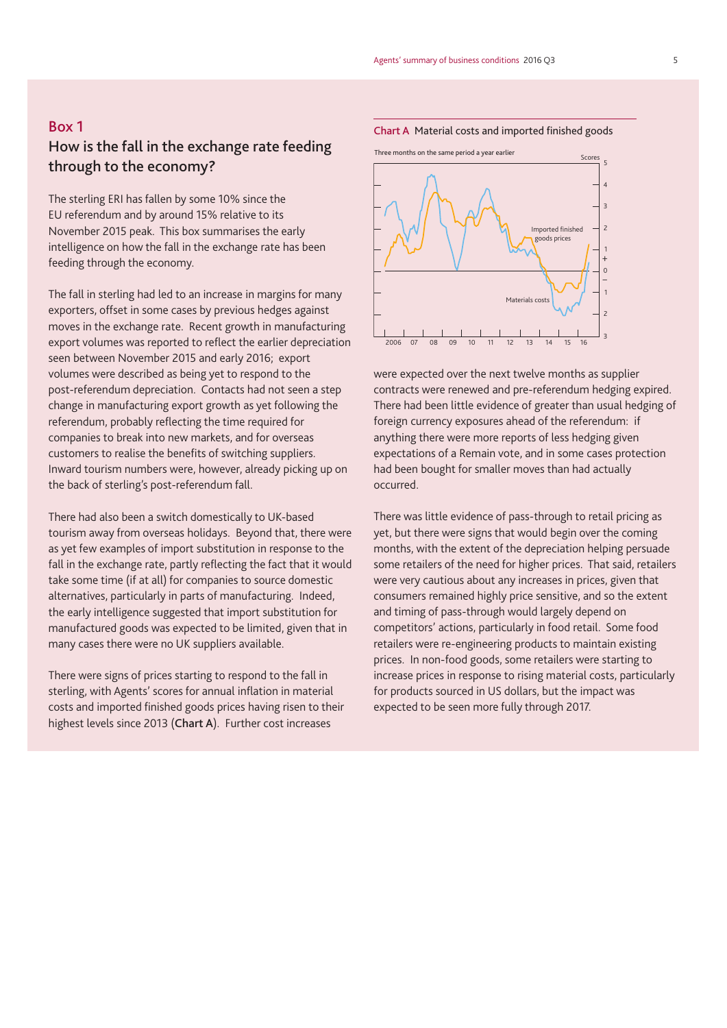## Box 1

### How is the fall in the exchange rate feeding through to the economy?

The sterling ERI has fallen by some 10% since the EU referendum and by around 15% relative to its November 2015 peak. This box summarises the early intelligence on how the fall in the exchange rate has been feeding through the economy.

The fall in sterling had led to an increase in margins for many exporters, offset in some cases by previous hedges against moves in the exchange rate. Recent growth in manufacturing export volumes was reported to reflect the earlier depreciation seen between November 2015 and early 2016; export volumes were described as being yet to respond to the post-referendum depreciation. Contacts had not seen a step change in manufacturing export growth as yet following the referendum, probably reflecting the time required for companies to break into new markets, and for overseas customers to realise the benefits of switching suppliers. Inward tourism numbers were, however, already picking up on the back of sterling's post-referendum fall.

There had also been a switch domestically to UK-based tourism away from overseas holidays. Beyond that, there were as yet few examples of import substitution in response to the fall in the exchange rate, partly reflecting the fact that it would take some time (if at all) for companies to source domestic alternatives, particularly in parts of manufacturing. Indeed, the early intelligence suggested that import substitution for manufactured goods was expected to be limited, given that in many cases there were no UK suppliers available.

There were signs of prices starting to respond to the fall in sterling, with Agents' scores for annual inflation in material costs and imported finished goods prices having risen to their highest levels since 2013 (**Chart A**). Further cost increases were expected over the next twelve months as supplier contracts were renewed and pre-referendum hedging expired. There had been little evidence of greater than usual hedging of foreign currency exposures ahead of the referendum: if anything there were more reports of less hedging given expectations of a Remain vote, and in some cases protection had been bought for smaller moves than had actually occurred.

There was little evidence of pass-through to retail pricing as yet, but there were signs that would begin over the coming months, with the extent of the depreciation helping persuade some retailers of the need for higher prices. That said, retailers were very cautious about any increases in prices, given that consumers remained highly price sensitive, and so the extent and timing of pass-through would largely depend on competitors' actions, particularly in food retail. Some food retailers were re-engineering products to maintain existing prices. In non-food goods, some retailers were starting to increase prices in response to rising material costs, particularly for products sourced in US dollars, but the impact was expected to be seen more fully through 2017.

**Chart A** Material costs and imported finished goods

Three months on the same period a year earlier

Scores

5
4
3
2
1
+
0
–
1
2
3

Imported finished goods prices

Materials costs

2006 07 08 09 10 11 12 13 14 15 16